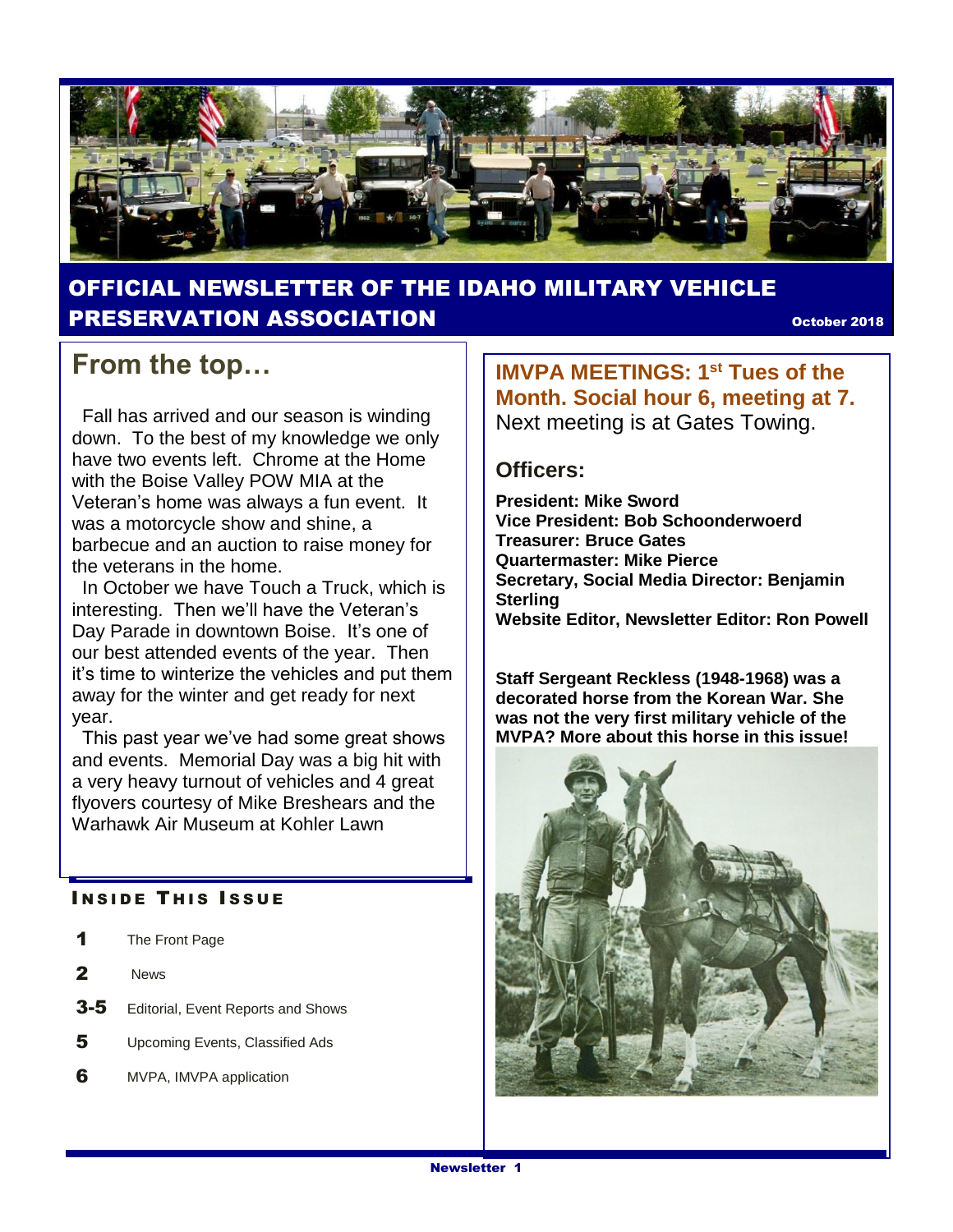# OFFICIAL NEWSLETTER OF THE IDAHO MILITARY VEHICLE PRESERVATION ASSOCIATION

October 2018

## From the top…

Fall has arrived and our season is winding down. To the best of my knowledge we only have two events left. Chrome at the Home with the Boise Valley POW MIA at the Veteran's home was always a fun event. It was a motorcycle show and shine, a barbecue and an auction to raise money for the veterans in the home.

In October we have Touch a Truck, which is interesting. Then we'll have the Veteran's Day Parade in downtown Boise. It's one of our best attended events of the year. Then it's time to winterize the vehicles and put them away for the winter and get ready for next year.

This past year we've had some great shows and events. Memorial Day was a big hit with a very heavy turnout of vehicles and 4 great flyovers courtesy of Mike Breshears and the Warhawk Air Museum at Kohler Lawn

### INSIDE THIS ISSUE

| | |
|---|---|
| 1 | The Front Page |
| 2 | News |
| 3-5 | Editorial, Event Reports and Shows |
| 5 | Upcoming Events, Classified Ads |
| 6 | MVPA, IMVPA application |

## IMVPA MEETINGS: 1st Tues of the Month. Social hour 6, meeting at 7.

Next meeting is at Gates Towing.

### Officers:

**President: Mike Sword**
**Vice President: Bob Schoonderwoerd**
**Treasurer: Bruce Gates**
**Quartermaster: Mike Pierce**
**Secretary, Social Media Director: Benjamin Sterling**
**Website Editor, Newsletter Editor: Ron Powell**

**Staff Sergeant Reckless (1948-1968) was a decorated horse from the Korean War. She was not the very first military vehicle of the MVPA? More about this horse in this issue!**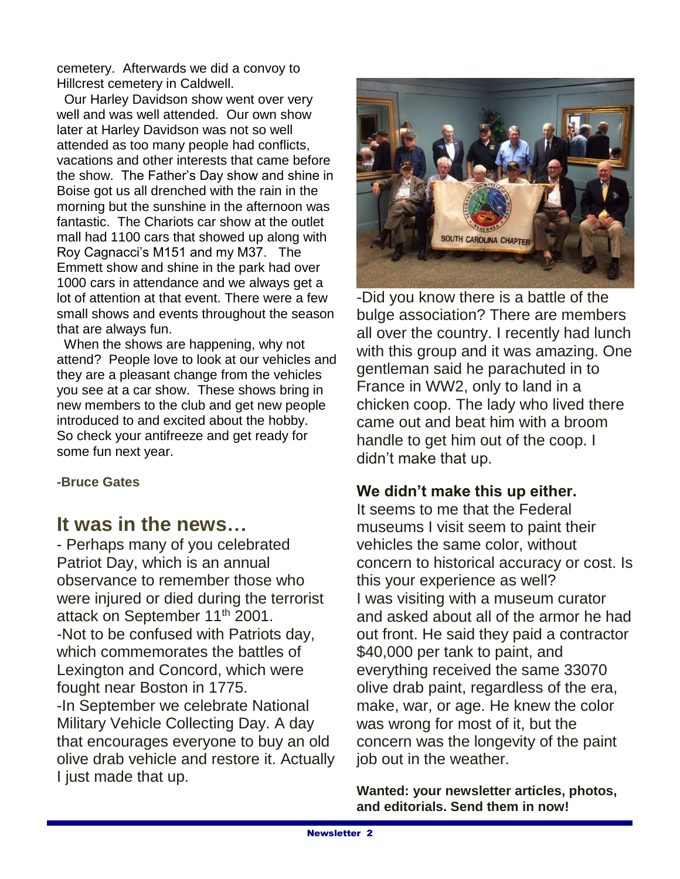cemetery. Afterwards we did a convoy to Hillcrest cemetery in Caldwell.

Our Harley Davidson show went over very well and was well attended. Our own show later at Harley Davidson was not so well attended as too many people had conflicts, vacations and other interests that came before the show. The Father's Day show and shine in Boise got us all drenched with the rain in the morning but the sunshine in the afternoon was fantastic. The Chariots car show at the outlet mall had 1100 cars that showed up along with Roy Cagnacci's M151 and my M37. The Emmett show and shine in the park had over 1000 cars in attendance and we always get a lot of attention at that event. There were a few small shows and events throughout the season that are always fun.

When the shows are happening, why not attend? People love to look at our vehicles and they are a pleasant change from the vehicles you see at a car show. These shows bring in new members to the club and get new people introduced to and excited about the hobby. So check your antifreeze and get ready for some fun next year.

**-Bruce Gates**

## It was in the news…

- Perhaps many of you celebrated Patriot Day, which is an annual observance to remember those who were injured or died during the terrorist attack on September 11th 2001.

-Not to be confused with Patriots day, which commemorates the battles of Lexington and Concord, which were fought near Boston in 1775.

-In September we celebrate National Military Vehicle Collecting Day. A day that encourages everyone to buy an old olive drab vehicle and restore it. Actually I just made that up.

-Did you know there is a battle of the bulge association? There are members all over the country. I recently had lunch with this group and it was amazing. One gentleman said he parachuted in to France in WW2, only to land in a chicken coop. The lady who lived there came out and beat him with a broom handle to get him out of the coop. I didn't make that up.

**We didn't make this up either.**

It seems to me that the Federal museums I visit seem to paint their vehicles the same color, without concern to historical accuracy or cost. Is this your experience as well?

I was visiting with a museum curator and asked about all of the armor he had out front. He said they paid a contractor $40,000 per tank to paint, and everything received the same 33070 olive drab paint, regardless of the era, make, war, or age. He knew the color was wrong for most of it, but the concern was the longevity of the paint job out in the weather.

**Wanted: your newsletter articles, photos, and editorials. Send them in now!**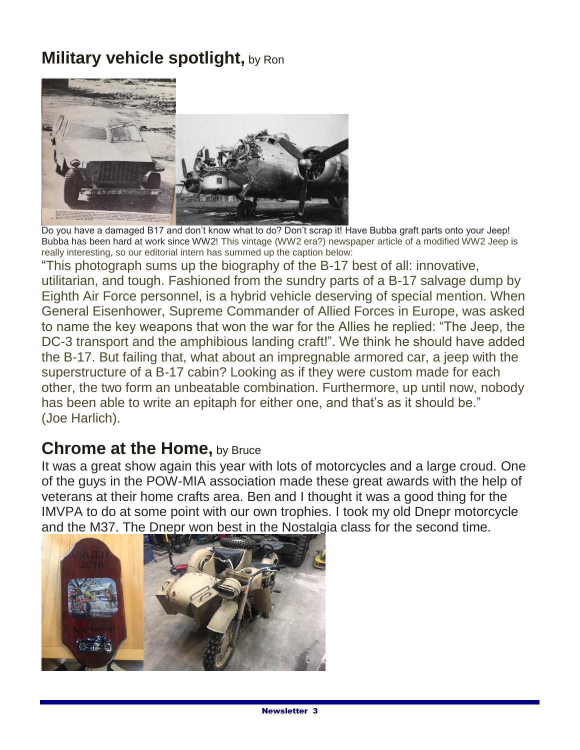## **Military vehicle spotlight,** by Ron

Do you have a damaged B17 and don't know what to do? Don't scrap it! Have Bubba graft parts onto your Jeep! Bubba has been hard at work since WW2! This vintage (WW2 era?) newspaper article of a modified WW2 Jeep is really interesting, so our editorial intern has summed up the caption below:

"This photograph sums up the biography of the B-17 best of all: innovative, utilitarian, and tough. Fashioned from the sundry parts of a B-17 salvage dump by Eighth Air Force personnel, is a hybrid vehicle deserving of special mention. When General Eisenhower, Supreme Commander of Allied Forces in Europe, was asked to name the key weapons that won the war for the Allies he replied: "The Jeep, the DC-3 transport and the amphibious landing craft!". We think he should have added the B-17. But failing that, what about an impregnable armored car, a jeep with the superstructure of a B-17 cabin? Looking as if they were custom made for each other, the two form an unbeatable combination. Furthermore, up until now, nobody has been able to write an epitaph for either one, and that's as it should be." (Joe Harlich).

## **Chrome at the Home,** by Bruce

It was a great show again this year with lots of motorcycles and a large croud. One of the guys in the POW-MIA association made these great awards with the help of veterans at their home crafts area. Ben and I thought it was a good thing for the IMVPA to do at some point with our own trophies. I took my old Dnepr motorcycle and the M37. The Dnepr won best in the Nostalgia class for the second time.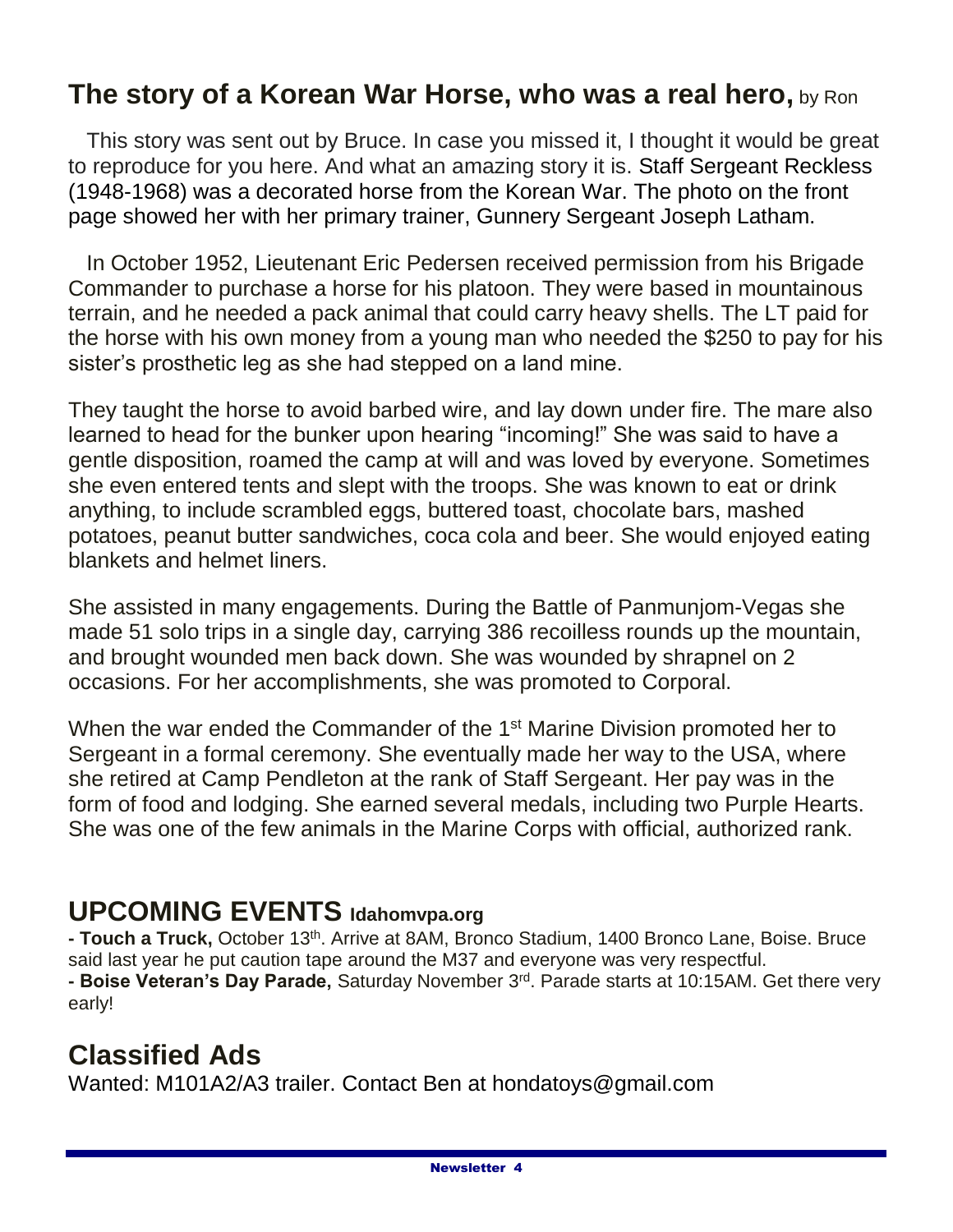## The story of a Korean War Horse, who was a real hero, by Ron

This story was sent out by Bruce. In case you missed it, I thought it would be great to reproduce for you here. And what an amazing story it is. Staff Sergeant Reckless (1948-1968) was a decorated horse from the Korean War. The photo on the front page showed her with her primary trainer, Gunnery Sergeant Joseph Latham.

In October 1952, Lieutenant Eric Pedersen received permission from his Brigade Commander to purchase a horse for his platoon. They were based in mountainous terrain, and he needed a pack animal that could carry heavy shells. The LT paid for the horse with his own money from a young man who needed the $250 to pay for his sister's prosthetic leg as she had stepped on a land mine.

They taught the horse to avoid barbed wire, and lay down under fire. The mare also learned to head for the bunker upon hearing "incoming!" She was said to have a gentle disposition, roamed the camp at will and was loved by everyone. Sometimes she even entered tents and slept with the troops. She was known to eat or drink anything, to include scrambled eggs, buttered toast, chocolate bars, mashed potatoes, peanut butter sandwiches, coca cola and beer. She would enjoyed eating blankets and helmet liners.

She assisted in many engagements. During the Battle of Panmunjom-Vegas she made 51 solo trips in a single day, carrying 386 recoilless rounds up the mountain, and brought wounded men back down. She was wounded by shrapnel on 2 occasions. For her accomplishments, she was promoted to Corporal.

When the war ended the Commander of the 1st Marine Division promoted her to Sergeant in a formal ceremony. She eventually made her way to the USA, where she retired at Camp Pendleton at the rank of Staff Sergeant. Her pay was in the form of food and lodging. She earned several medals, including two Purple Hearts. She was one of the few animals in the Marine Corps with official, authorized rank.

## UPCOMING EVENTS Idahomvpa.org

- **Touch a Truck,** October 13th. Arrive at 8AM, Bronco Stadium, 1400 Bronco Lane, Boise. Bruce said last year he put caution tape around the M37 and everyone was very respectful.
- **Boise Veteran's Day Parade,** Saturday November 3rd. Parade starts at 10:15AM. Get there very early!

## Classified Ads

Wanted: M101A2/A3 trailer. Contact Ben at hondatoys@gmail.com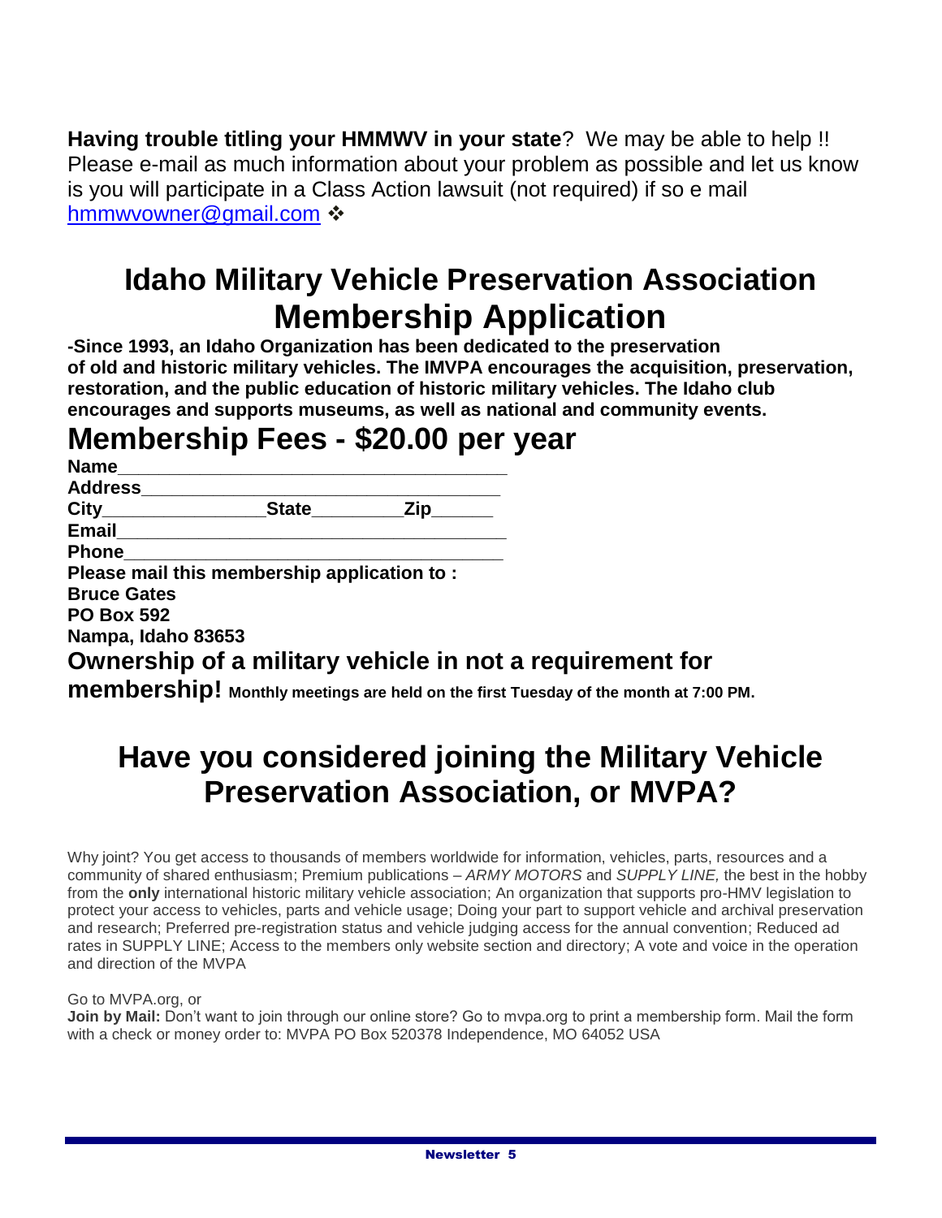**Having trouble titling your HMMWV in your state**? We may be able to help !! Please e-mail as much information about your problem as possible and let us know is you will participate in a Class Action lawsuit (not required) if so e mail hmmwvowner@gmail.com ❖

# Idaho Military Vehicle Preservation Association Membership Application

**-Since 1993, an Idaho Organization has been dedicated to the preservation of old and historic military vehicles. The IMVPA encourages the acquisition, preservation, restoration, and the public education of historic military vehicles. The Idaho club encourages and supports museums, as well as national and community events.**

## Membership Fees - $20.00 per year

**Name**_______________________________________

**Address**____________________________________

**City**________________**State**_________**Zip**______

**Email**_______________________________________

**Phone**______________________________________

**Please mail this membership application to :**
**Bruce Gates**
**PO Box 592**
**Nampa, Idaho 83653**

**Ownership of a military vehicle in not a requirement for membership!** **Monthly meetings are held on the first Tuesday of the month at 7:00 PM.**

# Have you considered joining the Military Vehicle Preservation Association, or MVPA?

Why joint? You get access to thousands of members worldwide for information, vehicles, parts, resources and a community of shared enthusiasm; Premium publications – *ARMY MOTORS* and *SUPPLY LINE,* the best in the hobby from the **only** international historic military vehicle association; An organization that supports pro-HMV legislation to protect your access to vehicles, parts and vehicle usage; Doing your part to support vehicle and archival preservation and research; Preferred pre-registration status and vehicle judging access for the annual convention; Reduced ad rates in SUPPLY LINE; Access to the members only website section and directory; A vote and voice in the operation and direction of the MVPA

Go to MVPA.org, or

**Join by Mail:** Don't want to join through our online store? Go to mvpa.org to print a membership form. Mail the form with a check or money order to: MVPA PO Box 520378 Independence, MO 64052 USA